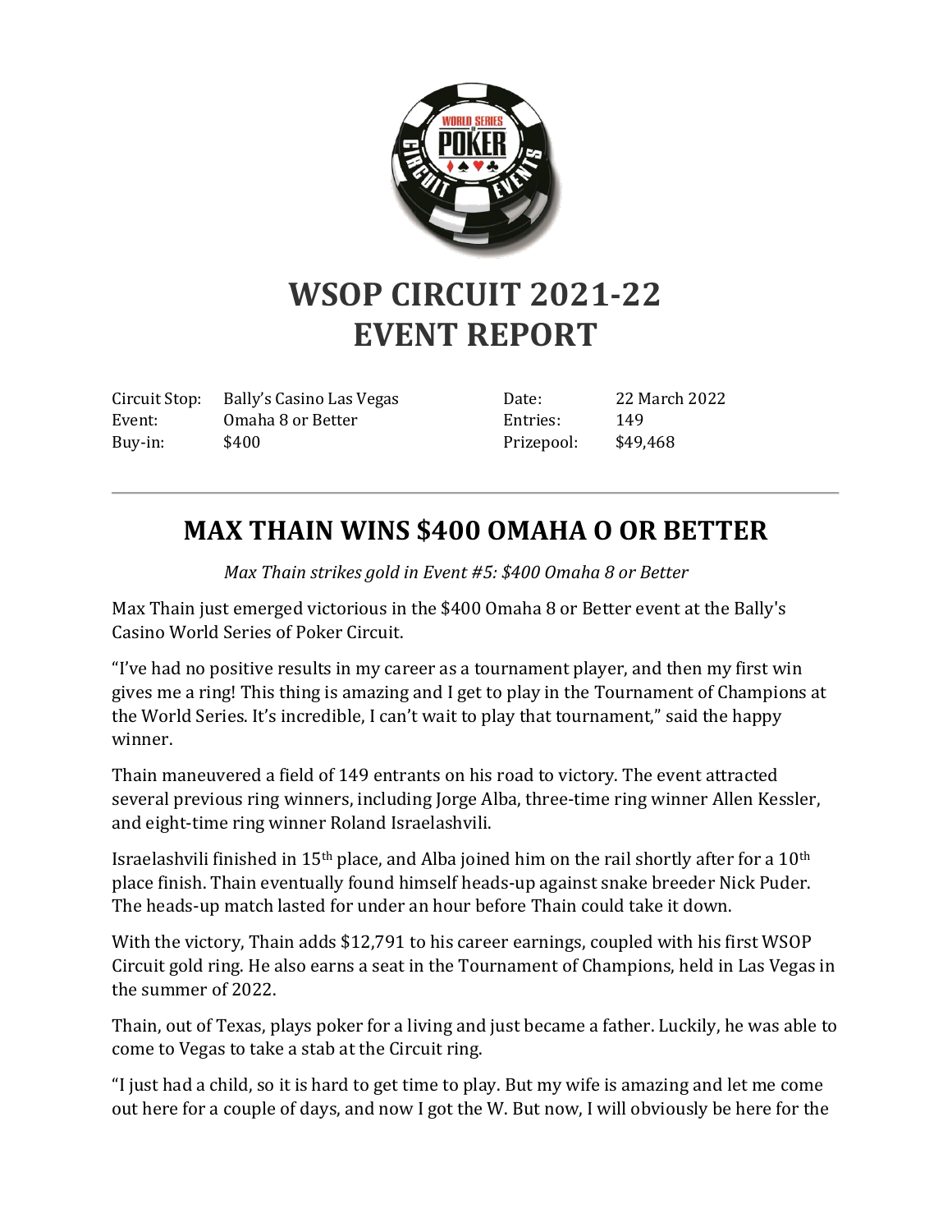# WSOP CIRCUIT 2021-22
# EVENT REPORT

| Circuit Stop: | Bally's Casino Las Vegas | Date: | 22 March 2022 |
|---|---|---|---|
| Event: | Omaha 8 or Better | Entries: | 149 |
| Buy-in: | $400 | Prizepool: | $49,468 |

---

## MAX THAIN WINS $400 OMAHA O OR BETTER

*Max Thain strikes gold in Event #5: $400 Omaha 8 or Better*

Max Thain just emerged victorious in the $400 Omaha 8 or Better event at the Bally's Casino World Series of Poker Circuit.

"I've had no positive results in my career as a tournament player, and then my first win gives me a ring! This thing is amazing and I get to play in the Tournament of Champions at the World Series. It's incredible, I can't wait to play that tournament," said the happy winner.

Thain maneuvered a field of 149 entrants on his road to victory. The event attracted several previous ring winners, including Jorge Alba, three-time ring winner Allen Kessler, and eight-time ring winner Roland Israelashvili.

Israelashvili finished in 15th place, and Alba joined him on the rail shortly after for a 10th place finish. Thain eventually found himself heads-up against snake breeder Nick Puder. The heads-up match lasted for under an hour before Thain could take it down.

With the victory, Thain adds $12,791 to his career earnings, coupled with his first WSOP Circuit gold ring. He also earns a seat in the Tournament of Champions, held in Las Vegas in the summer of 2022.

Thain, out of Texas, plays poker for a living and just became a father. Luckily, he was able to come to Vegas to take a stab at the Circuit ring.

"I just had a child, so it is hard to get time to play. But my wife is amazing and let me come out here for a couple of days, and now I got the W. But now, I will obviously be here for the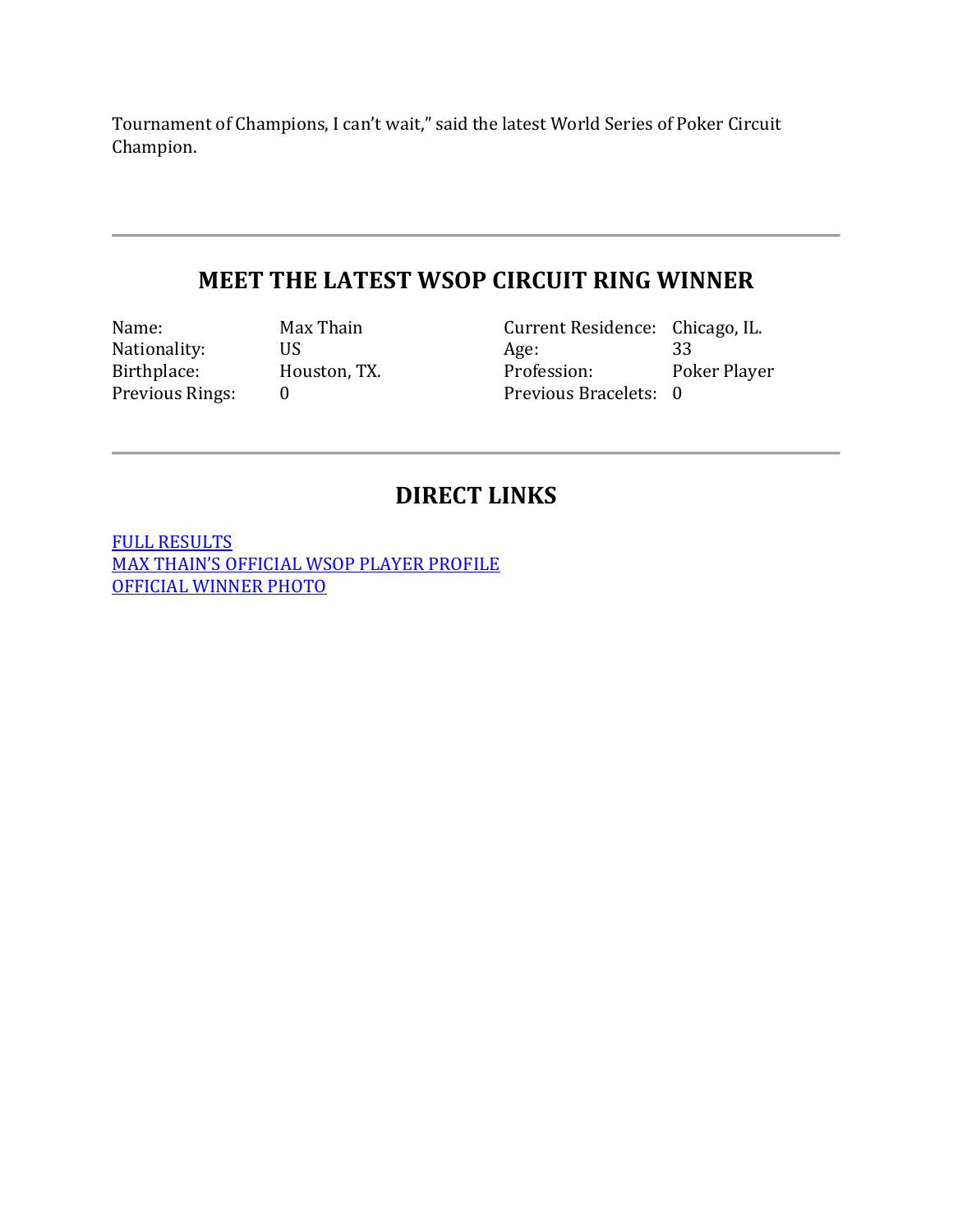Tournament of Champions, I can't wait," said the latest World Series of Poker Circuit Champion.

---

## MEET THE LATEST WSOP CIRCUIT RING WINNER

| | | | |
|---|---|---|---|
| Name: | Max Thain | Current Residence: | Chicago, IL. |
| Nationality: | US | Age: | 33 |
| Birthplace: | Houston, TX. | Profession: | Poker Player |
| Previous Rings: | 0 | Previous Bracelets: | 0 |

---

## DIRECT LINKS

FULL RESULTS
MAX THAIN'S OFFICIAL WSOP PLAYER PROFILE
OFFICIAL WINNER PHOTO